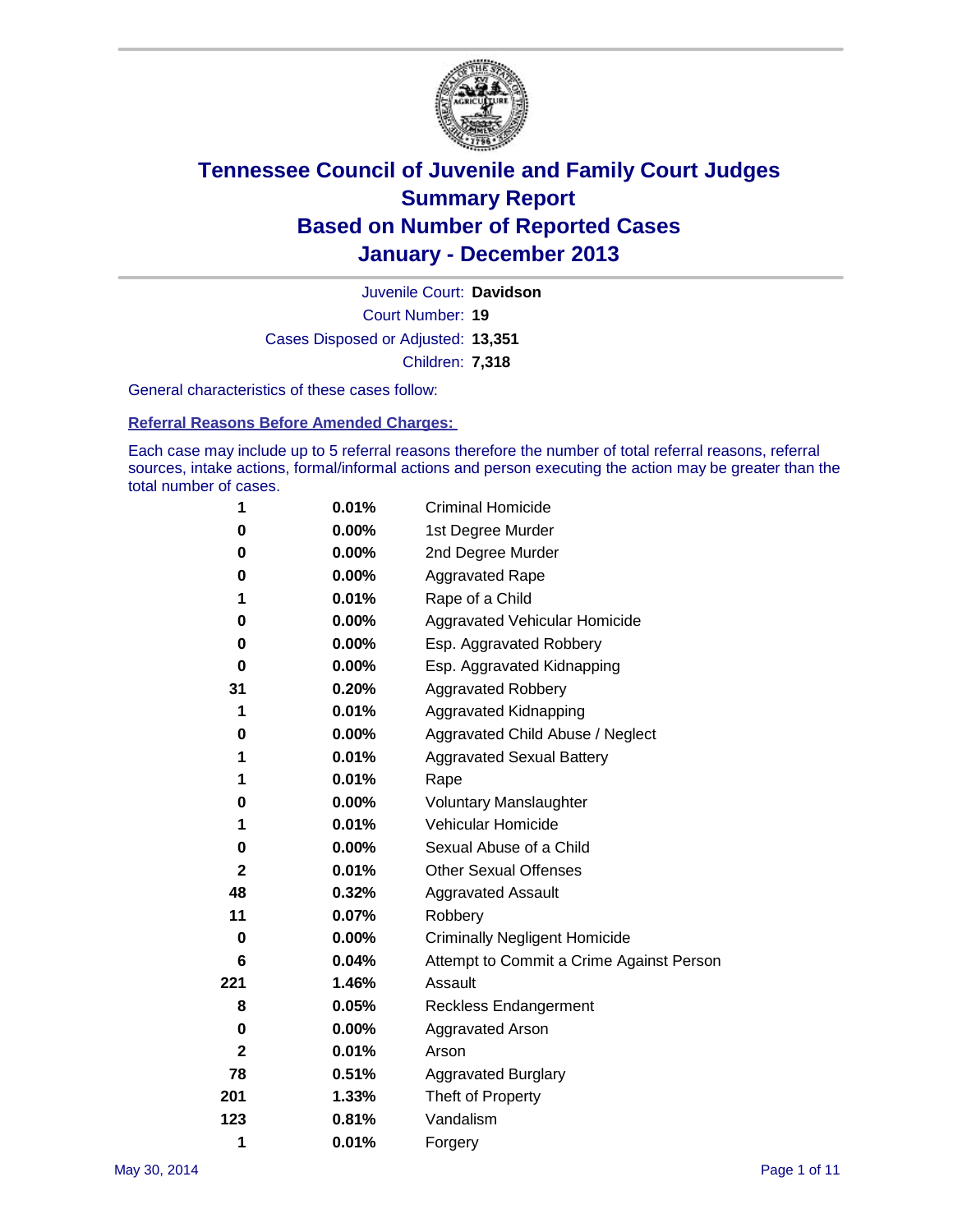# Tennessee Council of Juvenile and Family Court Judges
# Summary Report
# Based on Number of Reported Cases
# January - December 2013

Juvenile Court: **Davidson**

Court Number: **19**

Cases Disposed or Adjusted: **13,351**

Children: **7,318**

General characteristics of these cases follow:

**Referral Reasons Before Amended Charges:**

Each case may include up to 5 referral reasons therefore the number of total referral reasons, referral sources, intake actions, formal/informal actions and person executing the action may be greater than the total number of cases.

| Count | Percent | Referral Reason |
|---|---|---|
| 1 | 0.01% | Criminal Homicide |
| 0 | 0.00% | 1st Degree Murder |
| 0 | 0.00% | 2nd Degree Murder |
| 0 | 0.00% | Aggravated Rape |
| 1 | 0.01% | Rape of a Child |
| 0 | 0.00% | Aggravated Vehicular Homicide |
| 0 | 0.00% | Esp. Aggravated Robbery |
| 0 | 0.00% | Esp. Aggravated Kidnapping |
| 31 | 0.20% | Aggravated Robbery |
| 1 | 0.01% | Aggravated Kidnapping |
| 0 | 0.00% | Aggravated Child Abuse / Neglect |
| 1 | 0.01% | Aggravated Sexual Battery |
| 1 | 0.01% | Rape |
| 0 | 0.00% | Voluntary Manslaughter |
| 1 | 0.01% | Vehicular Homicide |
| 0 | 0.00% | Sexual Abuse of a Child |
| 2 | 0.01% | Other Sexual Offenses |
| 48 | 0.32% | Aggravated Assault |
| 11 | 0.07% | Robbery |
| 0 | 0.00% | Criminally Negligent Homicide |
| 6 | 0.04% | Attempt to Commit a Crime Against Person |
| 221 | 1.46% | Assault |
| 8 | 0.05% | Reckless Endangerment |
| 0 | 0.00% | Aggravated Arson |
| 2 | 0.01% | Arson |
| 78 | 0.51% | Aggravated Burglary |
| 201 | 1.33% | Theft of Property |
| 123 | 0.81% | Vandalism |
| 1 | 0.01% | Forgery |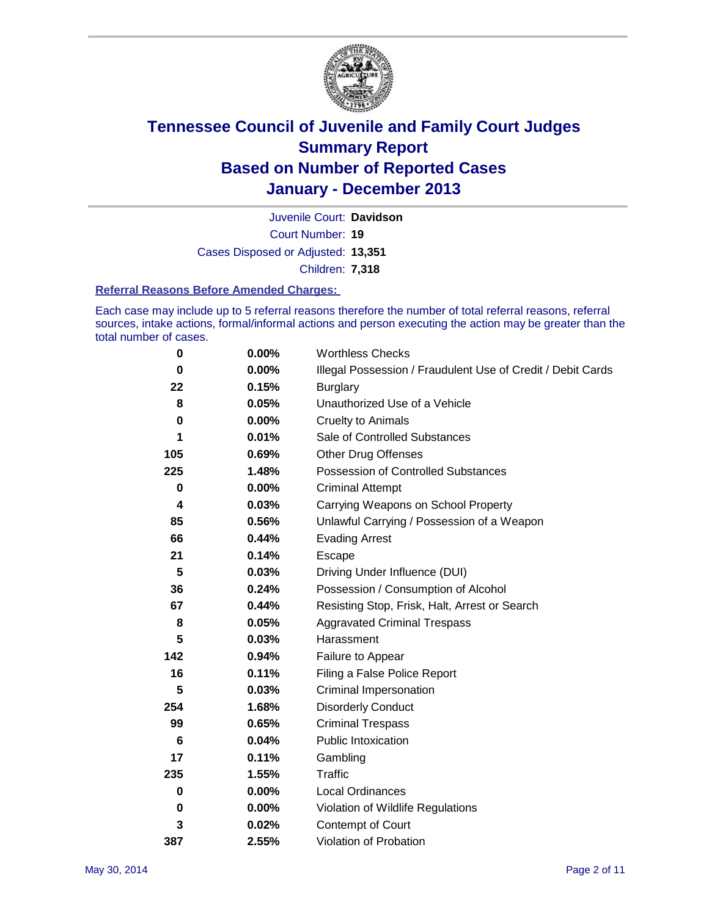# Tennessee Council of Juvenile and Family Court Judges
## Summary Report
## Based on Number of Reported Cases
## January - December 2013

Juvenile Court: **Davidson**
Court Number: **19**
Cases Disposed or Adjusted: **13,351**
Children: **7,318**

### Referral Reasons Before Amended Charges:

Each case may include up to 5 referral reasons therefore the number of total referral reasons, referral sources, intake actions, formal/informal actions and person executing the action may be greater than the total number of cases.

| Count | Percent | Referral Reason |
|---|---|---|
| 0 | 0.00% | Worthless Checks |
| 0 | 0.00% | Illegal Possession / Fraudulent Use of Credit / Debit Cards |
| 22 | 0.15% | Burglary |
| 8 | 0.05% | Unauthorized Use of a Vehicle |
| 0 | 0.00% | Cruelty to Animals |
| 1 | 0.01% | Sale of Controlled Substances |
| 105 | 0.69% | Other Drug Offenses |
| 225 | 1.48% | Possession of Controlled Substances |
| 0 | 0.00% | Criminal Attempt |
| 4 | 0.03% | Carrying Weapons on School Property |
| 85 | 0.56% | Unlawful Carrying / Possession of a Weapon |
| 66 | 0.44% | Evading Arrest |
| 21 | 0.14% | Escape |
| 5 | 0.03% | Driving Under Influence (DUI) |
| 36 | 0.24% | Possession / Consumption of Alcohol |
| 67 | 0.44% | Resisting Stop, Frisk, Halt, Arrest or Search |
| 8 | 0.05% | Aggravated Criminal Trespass |
| 5 | 0.03% | Harassment |
| 142 | 0.94% | Failure to Appear |
| 16 | 0.11% | Filing a False Police Report |
| 5 | 0.03% | Criminal Impersonation |
| 254 | 1.68% | Disorderly Conduct |
| 99 | 0.65% | Criminal Trespass |
| 6 | 0.04% | Public Intoxication |
| 17 | 0.11% | Gambling |
| 235 | 1.55% | Traffic |
| 0 | 0.00% | Local Ordinances |
| 0 | 0.00% | Violation of Wildlife Regulations |
| 3 | 0.02% | Contempt of Court |
| 387 | 2.55% | Violation of Probation |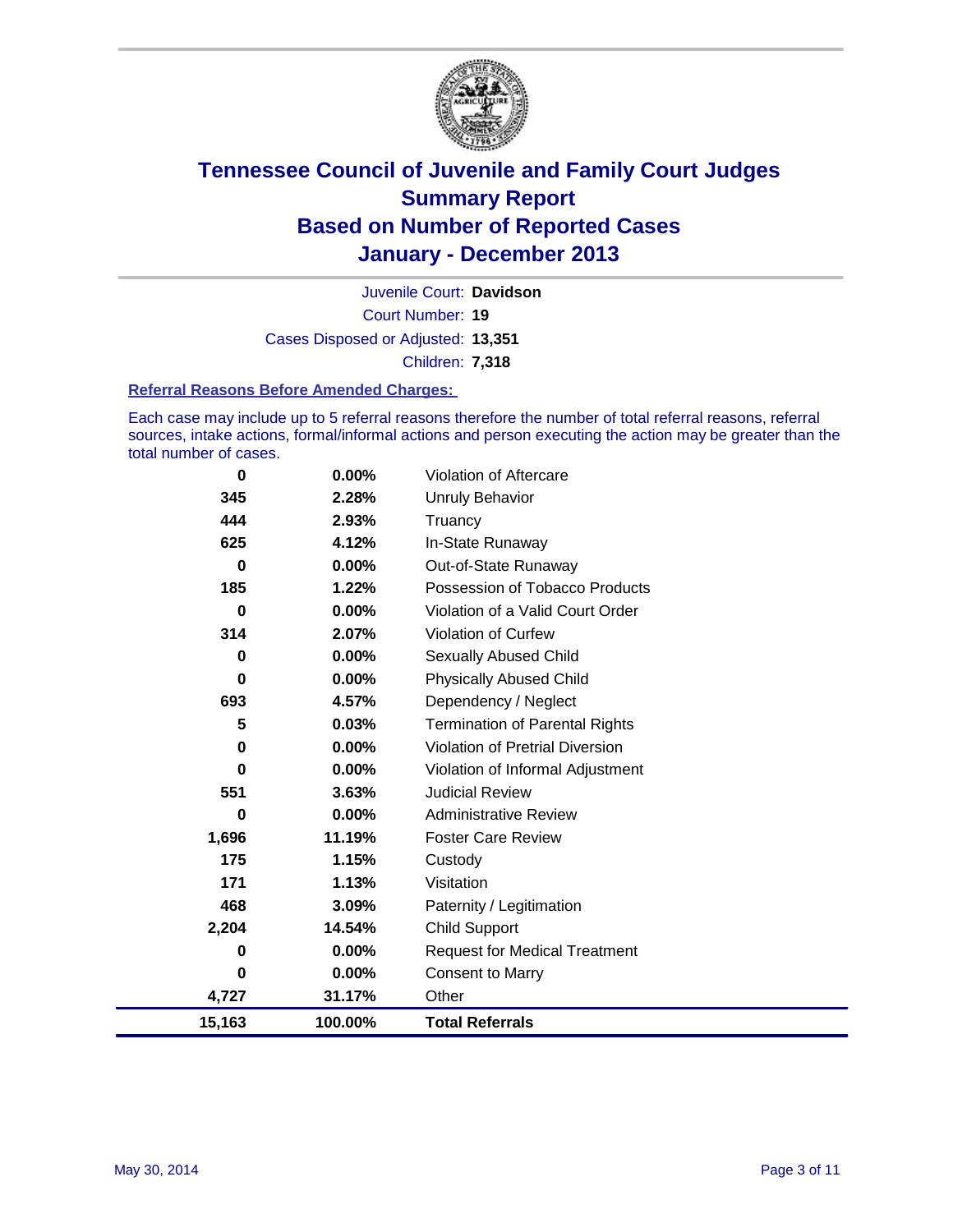# Tennessee Council of Juvenile and Family Court Judges
# Summary Report
# Based on Number of Reported Cases
# January - December 2013

Juvenile Court: **Davidson**

Court Number: **19**

Cases Disposed or Adjusted: **13,351**

Children: **7,318**

### Referral Reasons Before Amended Charges:

Each case may include up to 5 referral reasons therefore the number of total referral reasons, referral sources, intake actions, formal/informal actions and person executing the action may be greater than the total number of cases.

| Count | Percent | Referral Reason |
|---|---|---|
| 0 | 0.00% | Violation of Aftercare |
| 345 | 2.28% | Unruly Behavior |
| 444 | 2.93% | Truancy |
| 625 | 4.12% | In-State Runaway |
| 0 | 0.00% | Out-of-State Runaway |
| 185 | 1.22% | Possession of Tobacco Products |
| 0 | 0.00% | Violation of a Valid Court Order |
| 314 | 2.07% | Violation of Curfew |
| 0 | 0.00% | Sexually Abused Child |
| 0 | 0.00% | Physically Abused Child |
| 693 | 4.57% | Dependency / Neglect |
| 5 | 0.03% | Termination of Parental Rights |
| 0 | 0.00% | Violation of Pretrial Diversion |
| 0 | 0.00% | Violation of Informal Adjustment |
| 551 | 3.63% | Judicial Review |
| 0 | 0.00% | Administrative Review |
| 1,696 | 11.19% | Foster Care Review |
| 175 | 1.15% | Custody |
| 171 | 1.13% | Visitation |
| 468 | 3.09% | Paternity / Legitimation |
| 2,204 | 14.54% | Child Support |
| 0 | 0.00% | Request for Medical Treatment |
| 0 | 0.00% | Consent to Marry |
| 4,727 | 31.17% | Other |
| **15,163** | **100.00%** | **Total Referrals** |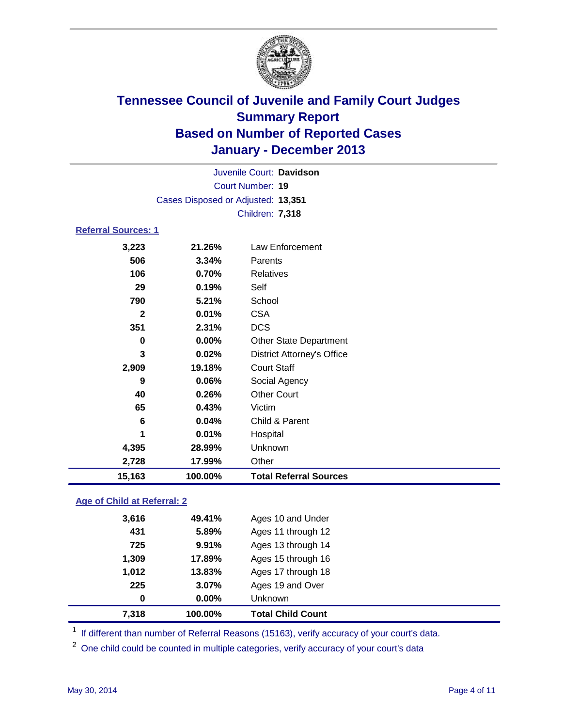# Tennessee Council of Juvenile and Family Court Judges
## Summary Report
## Based on Number of Reported Cases
## January - December 2013

Juvenile Court: **Davidson**
Court Number: **19**
Cases Disposed or Adjusted: **13,351**
Children: **7,318**

### Referral Sources: 1

| Count | Percent | Source |
|---|---|---|
| 3,223 | 21.26% | Law Enforcement |
| 506 | 3.34% | Parents |
| 106 | 0.70% | Relatives |
| 29 | 0.19% | Self |
| 790 | 5.21% | School |
| 2 | 0.01% | CSA |
| 351 | 2.31% | DCS |
| 0 | 0.00% | Other State Department |
| 3 | 0.02% | District Attorney's Office |
| 2,909 | 19.18% | Court Staff |
| 9 | 0.06% | Social Agency |
| 40 | 0.26% | Other Court |
| 65 | 0.43% | Victim |
| 6 | 0.04% | Child & Parent |
| 1 | 0.01% | Hospital |
| 4,395 | 28.99% | Unknown |
| 2,728 | 17.99% | Other |
| **15,163** | **100.00%** | **Total Referral Sources** |

### Age of Child at Referral: 2

| Count | Percent | Age |
|---|---|---|
| 3,616 | 49.41% | Ages 10 and Under |
| 431 | 5.89% | Ages 11 through 12 |
| 725 | 9.91% | Ages 13 through 14 |
| 1,309 | 17.89% | Ages 15 through 16 |
| 1,012 | 13.83% | Ages 17 through 18 |
| 225 | 3.07% | Ages 19 and Over |
| 0 | 0.00% | Unknown |
| **7,318** | **100.00%** | **Total Child Count** |

[1] If different than number of Referral Reasons (15163), verify accuracy of your court's data.

[2] One child could be counted in multiple categories, verify accuracy of your court's data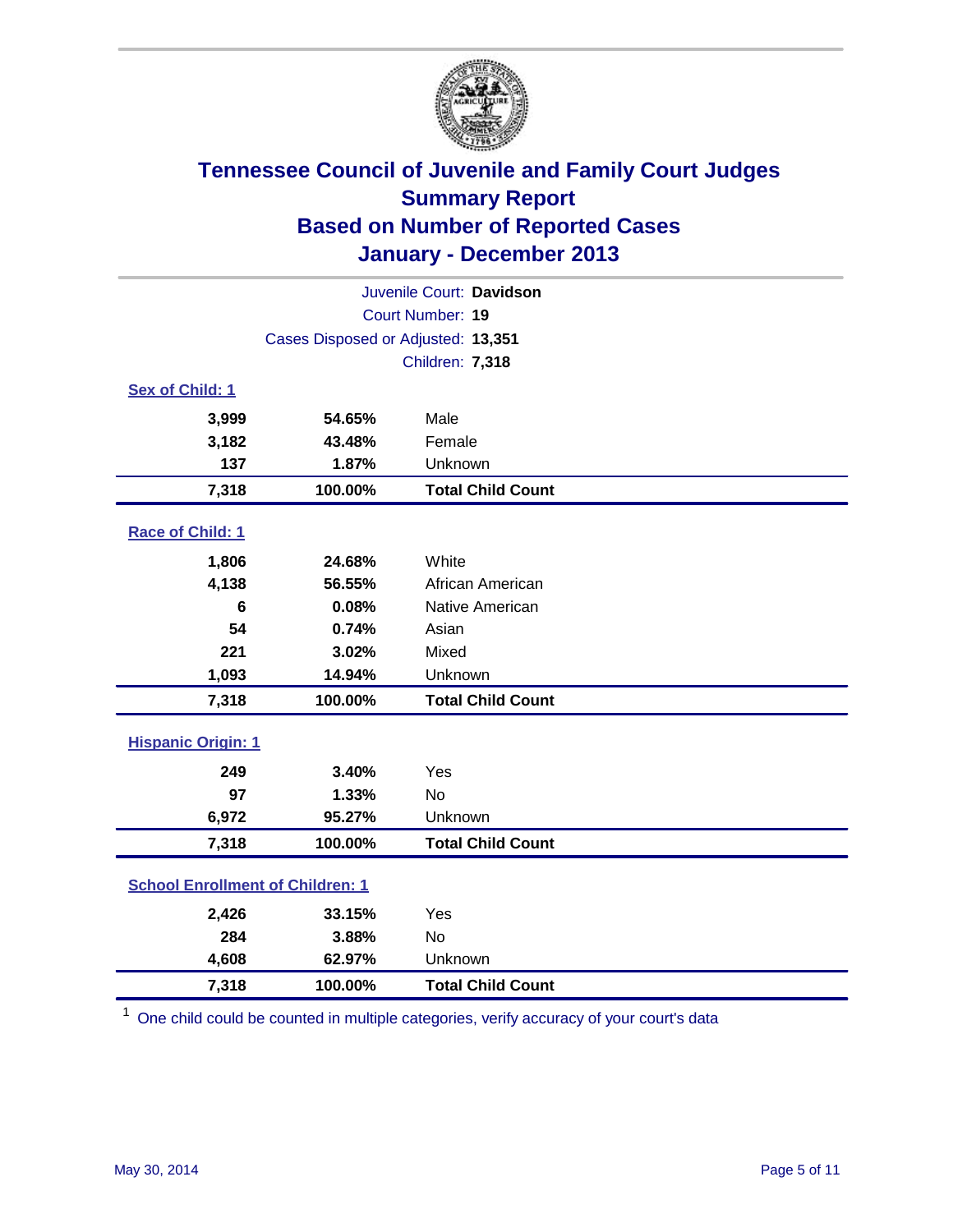# Tennessee Council of Juvenile and Family Court Judges
## Summary Report
## Based on Number of Reported Cases
## January - December 2013

Juvenile Court: **Davidson**

Court Number: **19**

Cases Disposed or Adjusted: **13,351**

Children: **7,318**

### Sex of Child: 1

| Count | Percent | Category |
|---|---|---|
| 3,999 | 54.65% | Male |
| 3,182 | 43.48% | Female |
| 137 | 1.87% | Unknown |
| **7,318** | **100.00%** | **Total Child Count** |

### Race of Child: 1

| Count | Percent | Category |
|---|---|---|
| 1,806 | 24.68% | White |
| 4,138 | 56.55% | African American |
| 6 | 0.08% | Native American |
| 54 | 0.74% | Asian |
| 221 | 3.02% | Mixed |
| 1,093 | 14.94% | Unknown |
| **7,318** | **100.00%** | **Total Child Count** |

### Hispanic Origin: 1

| Count | Percent | Category |
|---|---|---|
| 249 | 3.40% | Yes |
| 97 | 1.33% | No |
| 6,972 | 95.27% | Unknown |
| **7,318** | **100.00%** | **Total Child Count** |

### School Enrollment of Children: 1

| Count | Percent | Category |
|---|---|---|
| 2,426 | 33.15% | Yes |
| 284 | 3.88% | No |
| 4,608 | 62.97% | Unknown |
| **7,318** | **100.00%** | **Total Child Count** |

[1] One child could be counted in multiple categories, verify accuracy of your court's data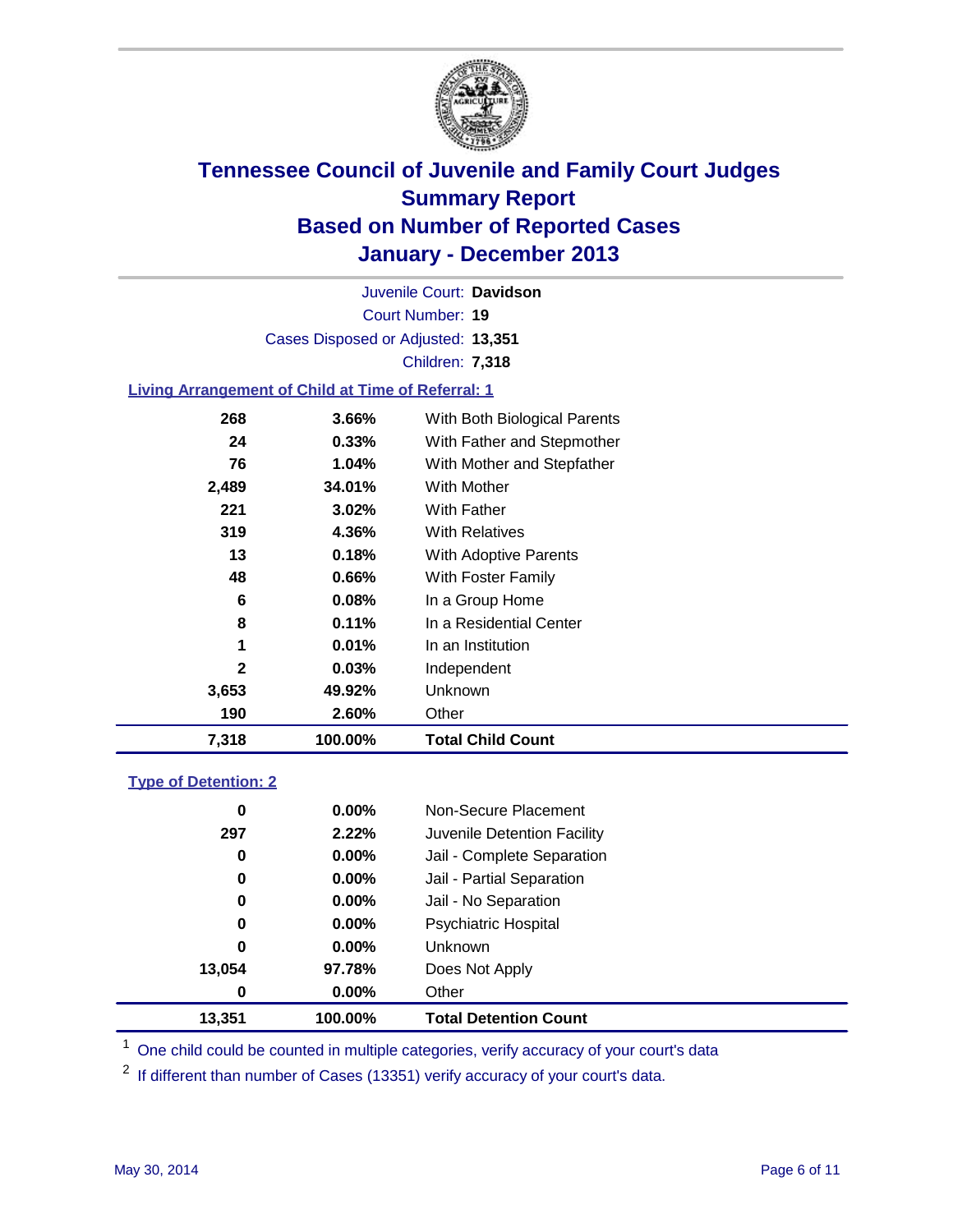# Tennessee Council of Juvenile and Family Court Judges
## Summary Report
## Based on Number of Reported Cases
## January - December 2013

Juvenile Court: **Davidson**
Court Number: **19**
Cases Disposed or Adjusted: **13,351**
Children: **7,318**

### Living Arrangement of Child at Time of Referral: 1

| Count | Percent | Category |
|---|---|---|
| 268 | 3.66% | With Both Biological Parents |
| 24 | 0.33% | With Father and Stepmother |
| 76 | 1.04% | With Mother and Stepfather |
| 2,489 | 34.01% | With Mother |
| 221 | 3.02% | With Father |
| 319 | 4.36% | With Relatives |
| 13 | 0.18% | With Adoptive Parents |
| 48 | 0.66% | With Foster Family |
| 6 | 0.08% | In a Group Home |
| 8 | 0.11% | In a Residential Center |
| 1 | 0.01% | In an Institution |
| 2 | 0.03% | Independent |
| 3,653 | 49.92% | Unknown |
| 190 | 2.60% | Other |
| **7,318** | **100.00%** | **Total Child Count** |

### Type of Detention: 2

| Count | Percent | Category |
|---|---|---|
| 0 | 0.00% | Non-Secure Placement |
| 297 | 2.22% | Juvenile Detention Facility |
| 0 | 0.00% | Jail - Complete Separation |
| 0 | 0.00% | Jail - Partial Separation |
| 0 | 0.00% | Jail - No Separation |
| 0 | 0.00% | Psychiatric Hospital |
| 0 | 0.00% | Unknown |
| 13,054 | 97.78% | Does Not Apply |
| 0 | 0.00% | Other |
| **13,351** | **100.00%** | **Total Detention Count** |

[1] One child could be counted in multiple categories, verify accuracy of your court's data

[2] If different than number of Cases (13351) verify accuracy of your court's data.

May 30, 2014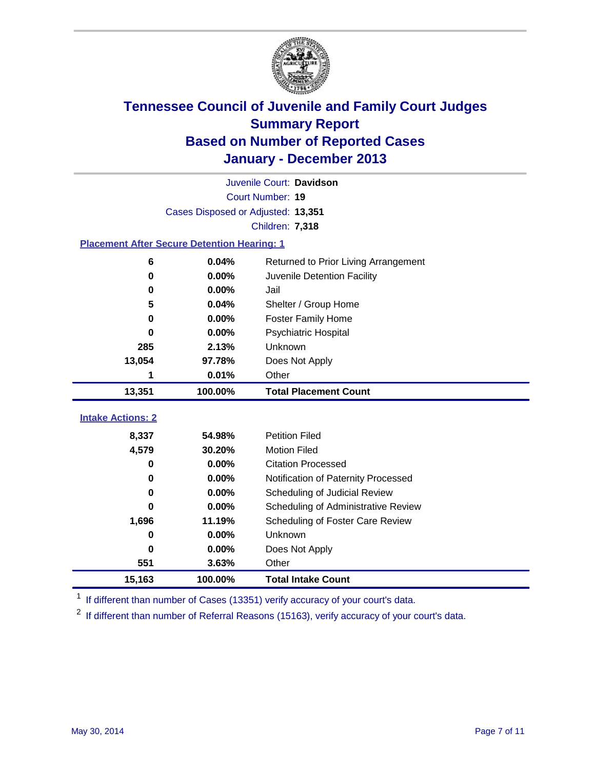# Tennessee Council of Juvenile and Family Court Judges
## Summary Report
## Based on Number of Reported Cases
## January - December 2013

Juvenile Court: **Davidson**

Court Number: **19**

Cases Disposed or Adjusted: **13,351**

Children: **7,318**

### Placement After Secure Detention Hearing: 1

| Count | Percent | Placement |
|---|---|---|
| 6 | 0.04% | Returned to Prior Living Arrangement |
| 0 | 0.00% | Juvenile Detention Facility |
| 0 | 0.00% | Jail |
| 5 | 0.04% | Shelter / Group Home |
| 0 | 0.00% | Foster Family Home |
| 0 | 0.00% | Psychiatric Hospital |
| 285 | 2.13% | Unknown |
| 13,054 | 97.78% | Does Not Apply |
| 1 | 0.01% | Other |
| **13,351** | **100.00%** | **Total Placement Count** |

### Intake Actions: 2

| Count | Percent | Intake Action |
|---|---|---|
| 8,337 | 54.98% | Petition Filed |
| 4,579 | 30.20% | Motion Filed |
| 0 | 0.00% | Citation Processed |
| 0 | 0.00% | Notification of Paternity Processed |
| 0 | 0.00% | Scheduling of Judicial Review |
| 0 | 0.00% | Scheduling of Administrative Review |
| 1,696 | 11.19% | Scheduling of Foster Care Review |
| 0 | 0.00% | Unknown |
| 0 | 0.00% | Does Not Apply |
| 551 | 3.63% | Other |
| **15,163** | **100.00%** | **Total Intake Count** |

[1] If different than number of Cases (13351) verify accuracy of your court's data.

[2] If different than number of Referral Reasons (15163), verify accuracy of your court's data.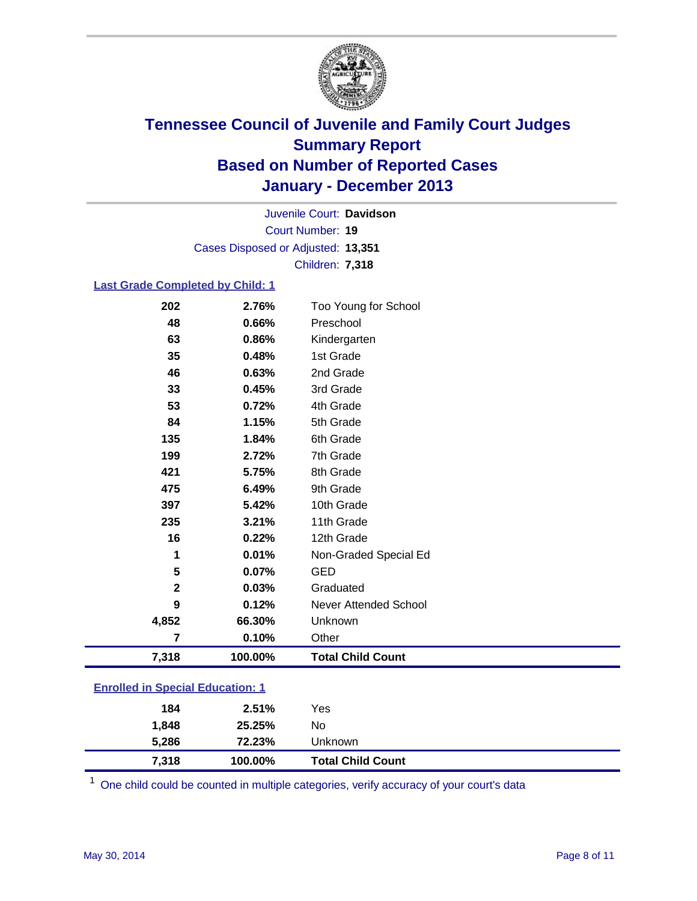# Tennessee Council of Juvenile and Family Court Judges
## Summary Report
## Based on Number of Reported Cases
## January - December 2013

Juvenile Court: **Davidson**

Court Number: **19**

Cases Disposed or Adjusted: **13,351**

Children: **7,318**

### Last Grade Completed by Child: 1

| Count | Percent | Category |
|---|---|---|
| 202 | 2.76% | Too Young for School |
| 48 | 0.66% | Preschool |
| 63 | 0.86% | Kindergarten |
| 35 | 0.48% | 1st Grade |
| 46 | 0.63% | 2nd Grade |
| 33 | 0.45% | 3rd Grade |
| 53 | 0.72% | 4th Grade |
| 84 | 1.15% | 5th Grade |
| 135 | 1.84% | 6th Grade |
| 199 | 2.72% | 7th Grade |
| 421 | 5.75% | 8th Grade |
| 475 | 6.49% | 9th Grade |
| 397 | 5.42% | 10th Grade |
| 235 | 3.21% | 11th Grade |
| 16 | 0.22% | 12th Grade |
| 1 | 0.01% | Non-Graded Special Ed |
| 5 | 0.07% | GED |
| 2 | 0.03% | Graduated |
| 9 | 0.12% | Never Attended School |
| 4,852 | 66.30% | Unknown |
| 7 | 0.10% | Other |
| **7,318** | **100.00%** | **Total Child Count** |

### Enrolled in Special Education: 1

| Count | Percent | Category |
|---|---|---|
| 184 | 2.51% | Yes |
| 1,848 | 25.25% | No |
| 5,286 | 72.23% | Unknown |
| **7,318** | **100.00%** | **Total Child Count** |

[1] One child could be counted in multiple categories, verify accuracy of your court's data

May 30, 2014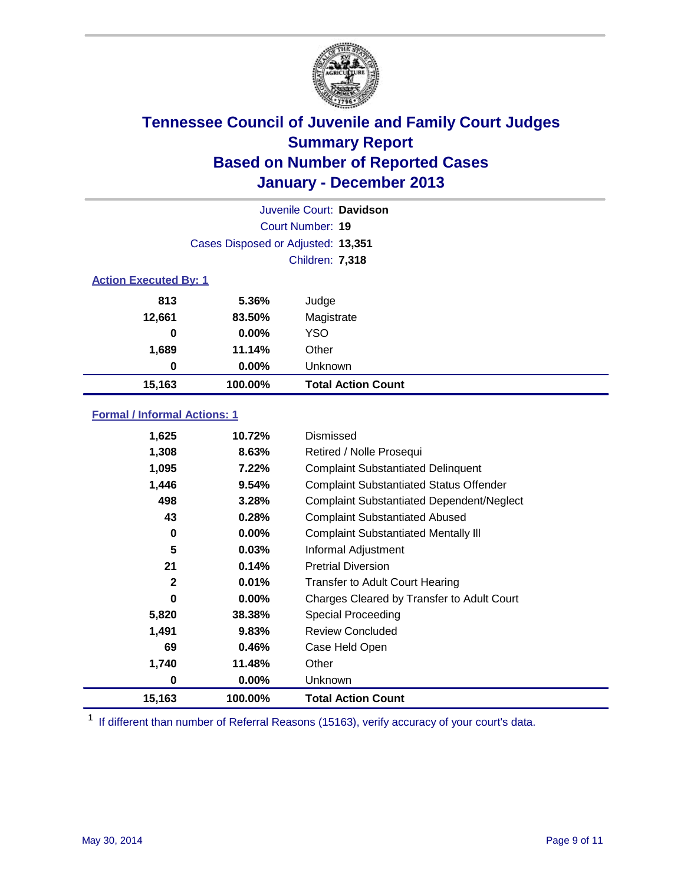# Tennessee Council of Juvenile and Family Court Judges
## Summary Report
## Based on Number of Reported Cases
## January - December 2013

Juvenile Court: **Davidson**
Court Number: **19**
Cases Disposed or Adjusted: **13,351**
Children: **7,318**

### Action Executed By: 1

| | | |
|---|---|---|
| 813 | 5.36% | Judge |
| 12,661 | 83.50% | Magistrate |
| 0 | 0.00% | YSO |
| 1,689 | 11.14% | Other |
| 0 | 0.00% | Unknown |
| **15,163** | **100.00%** | **Total Action Count** |

### Formal / Informal Actions: 1

| | | |
|---|---|---|
| 1,625 | 10.72% | Dismissed |
| 1,308 | 8.63% | Retired / Nolle Prosequi |
| 1,095 | 7.22% | Complaint Substantiated Delinquent |
| 1,446 | 9.54% | Complaint Substantiated Status Offender |
| 498 | 3.28% | Complaint Substantiated Dependent/Neglect |
| 43 | 0.28% | Complaint Substantiated Abused |
| 0 | 0.00% | Complaint Substantiated Mentally Ill |
| 5 | 0.03% | Informal Adjustment |
| 21 | 0.14% | Pretrial Diversion |
| 2 | 0.01% | Transfer to Adult Court Hearing |
| 0 | 0.00% | Charges Cleared by Transfer to Adult Court |
| 5,820 | 38.38% | Special Proceeding |
| 1,491 | 9.83% | Review Concluded |
| 69 | 0.46% | Case Held Open |
| 1,740 | 11.48% | Other |
| 0 | 0.00% | Unknown |
| **15,163** | **100.00%** | **Total Action Count** |

[1] If different than number of Referral Reasons (15163), verify accuracy of your court's data.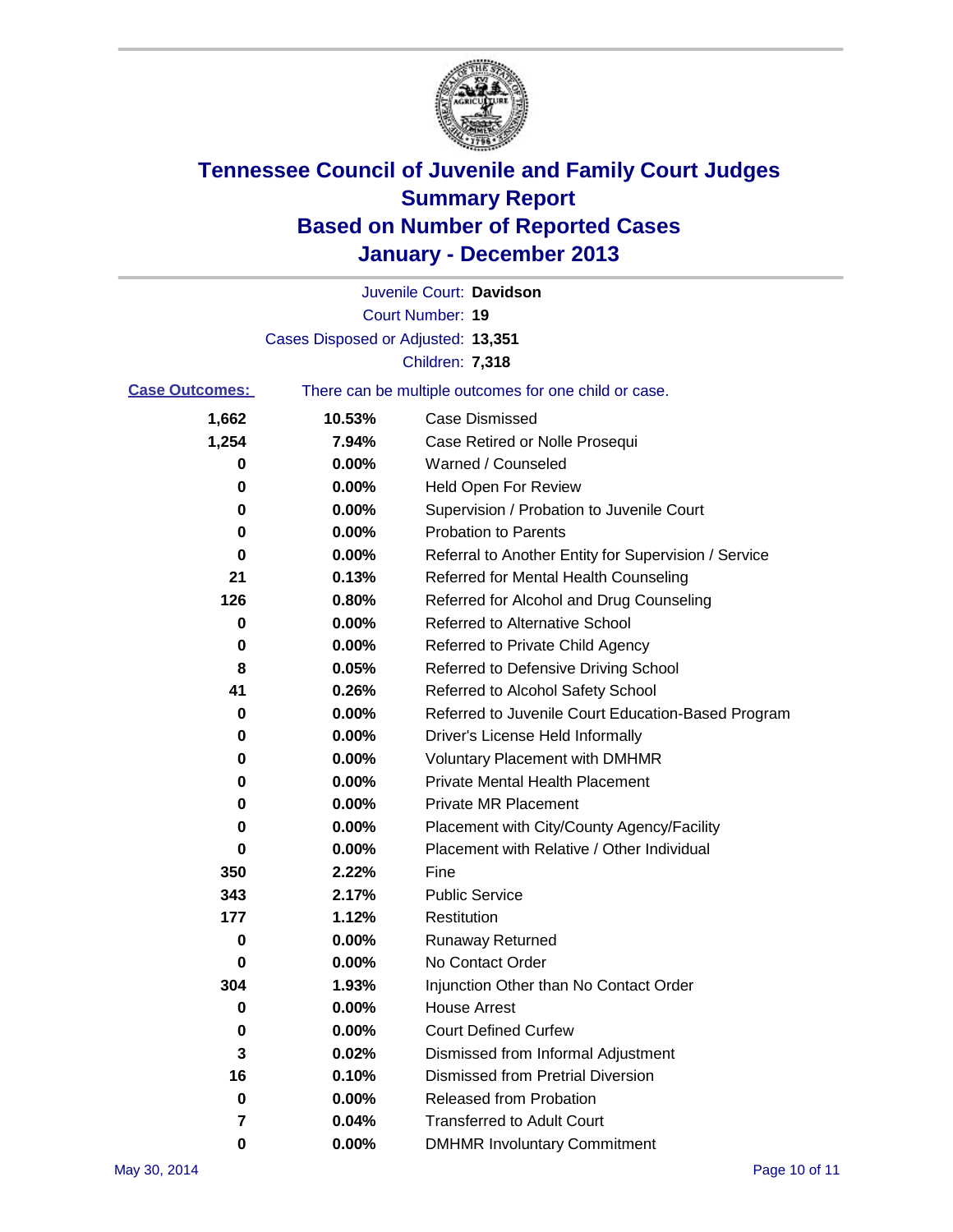# Tennessee Council of Juvenile and Family Court Judges
# Summary Report
# Based on Number of Reported Cases
# January - December 2013

Juvenile Court: **Davidson**

Court Number: **19**

Cases Disposed or Adjusted: **13,351**

Children: **7,318**

**Case Outcomes:** There can be multiple outcomes for one child or case.

| Count | Percent | Outcome |
|---|---|---|
| 1,662 | 10.53% | Case Dismissed |
| 1,254 | 7.94% | Case Retired or Nolle Prosequi |
| 0 | 0.00% | Warned / Counseled |
| 0 | 0.00% | Held Open For Review |
| 0 | 0.00% | Supervision / Probation to Juvenile Court |
| 0 | 0.00% | Probation to Parents |
| 0 | 0.00% | Referral to Another Entity for Supervision / Service |
| 21 | 0.13% | Referred for Mental Health Counseling |
| 126 | 0.80% | Referred for Alcohol and Drug Counseling |
| 0 | 0.00% | Referred to Alternative School |
| 0 | 0.00% | Referred to Private Child Agency |
| 8 | 0.05% | Referred to Defensive Driving School |
| 41 | 0.26% | Referred to Alcohol Safety School |
| 0 | 0.00% | Referred to Juvenile Court Education-Based Program |
| 0 | 0.00% | Driver's License Held Informally |
| 0 | 0.00% | Voluntary Placement with DMHMR |
| 0 | 0.00% | Private Mental Health Placement |
| 0 | 0.00% | Private MR Placement |
| 0 | 0.00% | Placement with City/County Agency/Facility |
| 0 | 0.00% | Placement with Relative / Other Individual |
| 350 | 2.22% | Fine |
| 343 | 2.17% | Public Service |
| 177 | 1.12% | Restitution |
| 0 | 0.00% | Runaway Returned |
| 0 | 0.00% | No Contact Order |
| 304 | 1.93% | Injunction Other than No Contact Order |
| 0 | 0.00% | House Arrest |
| 0 | 0.00% | Court Defined Curfew |
| 3 | 0.02% | Dismissed from Informal Adjustment |
| 16 | 0.10% | Dismissed from Pretrial Diversion |
| 0 | 0.00% | Released from Probation |
| 7 | 0.04% | Transferred to Adult Court |
| 0 | 0.00% | DMHMR Involuntary Commitment |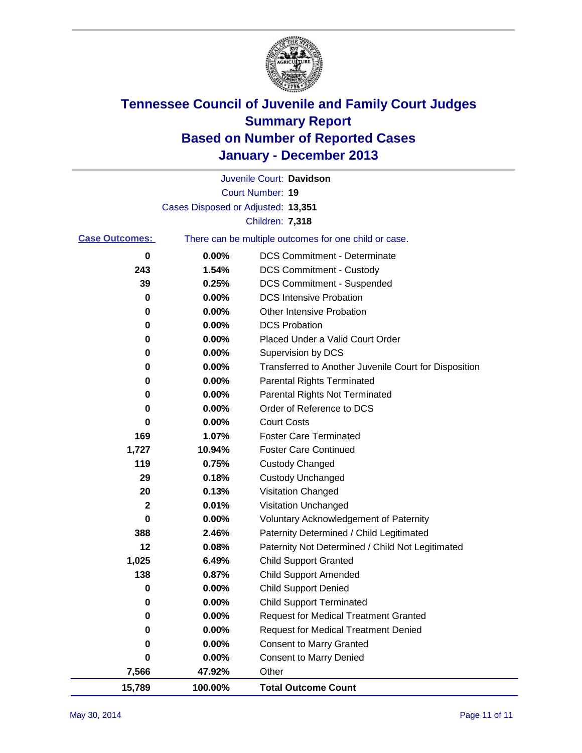# Tennessee Council of Juvenile and Family Court Judges
## Summary Report
## Based on Number of Reported Cases
## January - December 2013

Juvenile Court: **Davidson**

Court Number: **19**

Cases Disposed or Adjusted: **13,351**

Children: **7,318**

**Case Outcomes:** There can be multiple outcomes for one child or case.

| | | |
|---|---|---|
| **0** | **0.00%** | DCS Commitment - Determinate |
| **243** | **1.54%** | DCS Commitment - Custody |
| **39** | **0.25%** | DCS Commitment - Suspended |
| **0** | **0.00%** | DCS Intensive Probation |
| **0** | **0.00%** | Other Intensive Probation |
| **0** | **0.00%** | DCS Probation |
| **0** | **0.00%** | Placed Under a Valid Court Order |
| **0** | **0.00%** | Supervision by DCS |
| **0** | **0.00%** | Transferred to Another Juvenile Court for Disposition |
| **0** | **0.00%** | Parental Rights Terminated |
| **0** | **0.00%** | Parental Rights Not Terminated |
| **0** | **0.00%** | Order of Reference to DCS |
| **0** | **0.00%** | Court Costs |
| **169** | **1.07%** | Foster Care Terminated |
| **1,727** | **10.94%** | Foster Care Continued |
| **119** | **0.75%** | Custody Changed |
| **29** | **0.18%** | Custody Unchanged |
| **20** | **0.13%** | Visitation Changed |
| **2** | **0.01%** | Visitation Unchanged |
| **0** | **0.00%** | Voluntary Acknowledgement of Paternity |
| **388** | **2.46%** | Paternity Determined / Child Legitimated |
| **12** | **0.08%** | Paternity Not Determined / Child Not Legitimated |
| **1,025** | **6.49%** | Child Support Granted |
| **138** | **0.87%** | Child Support Amended |
| **0** | **0.00%** | Child Support Denied |
| **0** | **0.00%** | Child Support Terminated |
| **0** | **0.00%** | Request for Medical Treatment Granted |
| **0** | **0.00%** | Request for Medical Treatment Denied |
| **0** | **0.00%** | Consent to Marry Granted |
| **0** | **0.00%** | Consent to Marry Denied |
| **7,566** | **47.92%** | Other |
| **15,789** | **100.00%** | **Total Outcome Count** |

May 30, 2014